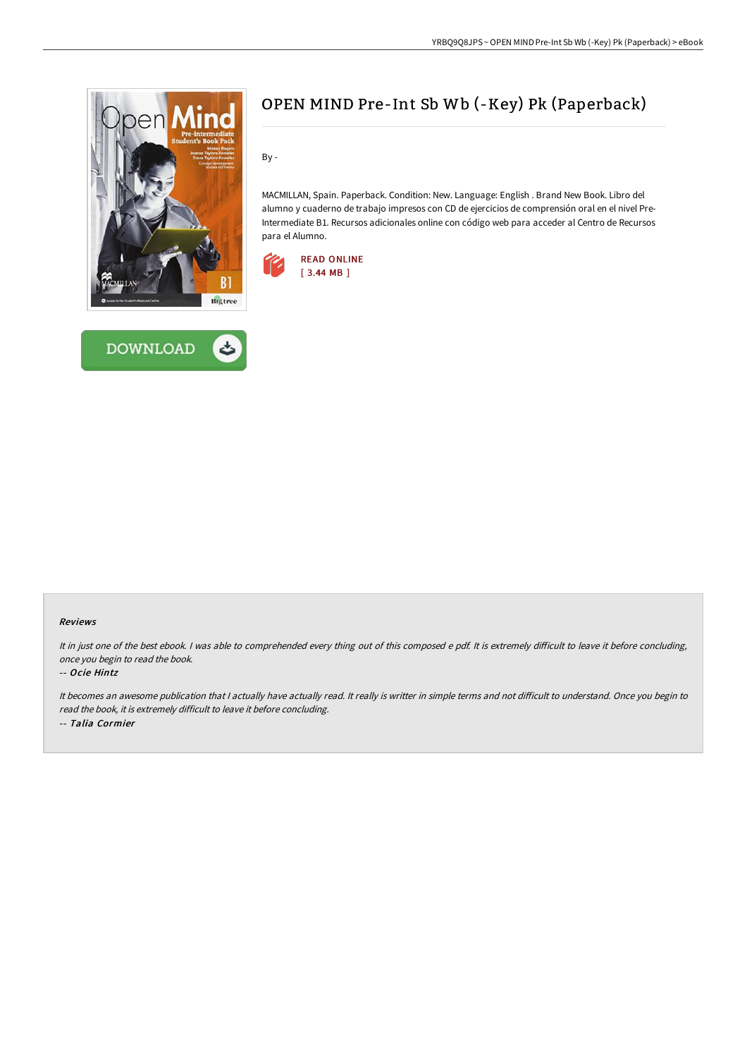# OPEN MIND Pre-Int Sb Wb (-Key) Pk (Paperback)

By -

MACMILLAN, Spain. Paperback. Condition: New. Language: English . Brand New Book. Libro del alumno y cuaderno de trabajo impresos con CD de ejercicios de comprensión oral en el nivel Pre-Intermediate B1. Recursos adicionales online con código web para acceder al Centro de Recursos para el Alumno.

READ ONLINE
[ 3.44 MB ]

DOWNLOAD

### Reviews

*It in just one of the best ebook. I was able to comprehended every thing out of this composed e pdf. It is extremely difficult to leave it before concluding, once you begin to read the book.*

-- *Ocie Hintz*

*It becomes an awesome publication that I actually have actually read. It really is writter in simple terms and not difficult to understand. Once you begin to read the book, it is extremely difficult to leave it before concluding.*

-- *Talia Cormier*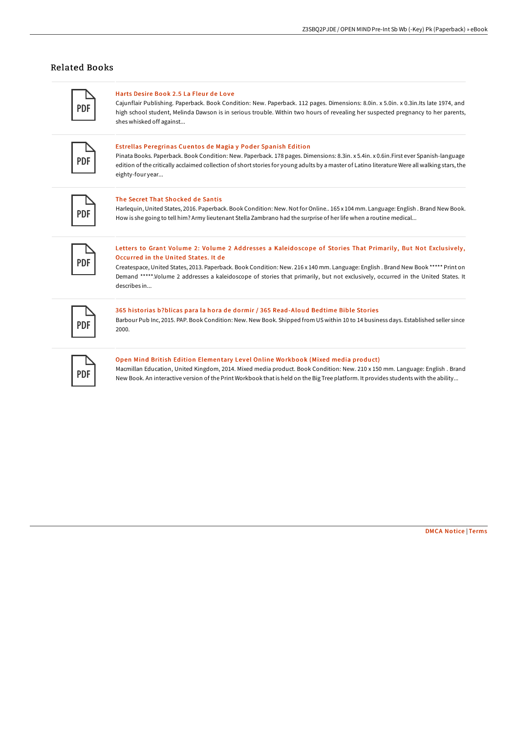## Related Books

### Harts Desire Book 2.5 La Fleur de Love

Cajunflair Publishing. Paperback. Book Condition: New. Paperback. 112 pages. Dimensions: 8.0in. x 5.0in. x 0.3in.Its late 1974, and high school student, Melinda Dawson is in serious trouble. Within two hours of revealing her suspected pregnancy to her parents, shes whisked off against...

### Estrellas Peregrinas Cuentos de Magia y Poder Spanish Edition

Pinata Books. Paperback. Book Condition: New. Paperback. 178 pages. Dimensions: 8.3in. x 5.4in. x 0.6in.First ever Spanish-language edition of the critically acclaimed collection of short stories for young adults by a master of Latino literature Were all walking stars, the eighty-four year...

### The Secret That Shocked de Santis

Harlequin, United States, 2016. Paperback. Book Condition: New. Not for Online.. 165 x 104 mm. Language: English . Brand New Book. How is she going to tell him? Army lieutenant Stella Zambrano had the surprise of her life when a routine medical...

### Letters to Grant Volume 2: Volume 2 Addresses a Kaleidoscope of Stories That Primarily, But Not Exclusively, Occurred in the United States. It de

Createspace, United States, 2013. Paperback. Book Condition: New. 216 x 140 mm. Language: English . Brand New Book ***** Print on Demand *****.Volume 2 addresses a kaleidoscope of stories that primarily, but not exclusively, occurred in the United States. It describes in...

### 365 historias b?blicas para la hora de dormir / 365 Read-Aloud Bedtime Bible Stories

Barbour Pub Inc, 2015. PAP. Book Condition: New. New Book. Shipped from US within 10 to 14 business days. Established seller since 2000.

### Open Mind British Edition Elementary Level Online Workbook (Mixed media product)

Macmillan Education, United Kingdom, 2014. Mixed media product. Book Condition: New. 210 x 150 mm. Language: English . Brand New Book. An interactive version of the Print Workbook that is held on the Big Tree platform. It provides students with the ability...

DMCA Notice | Terms